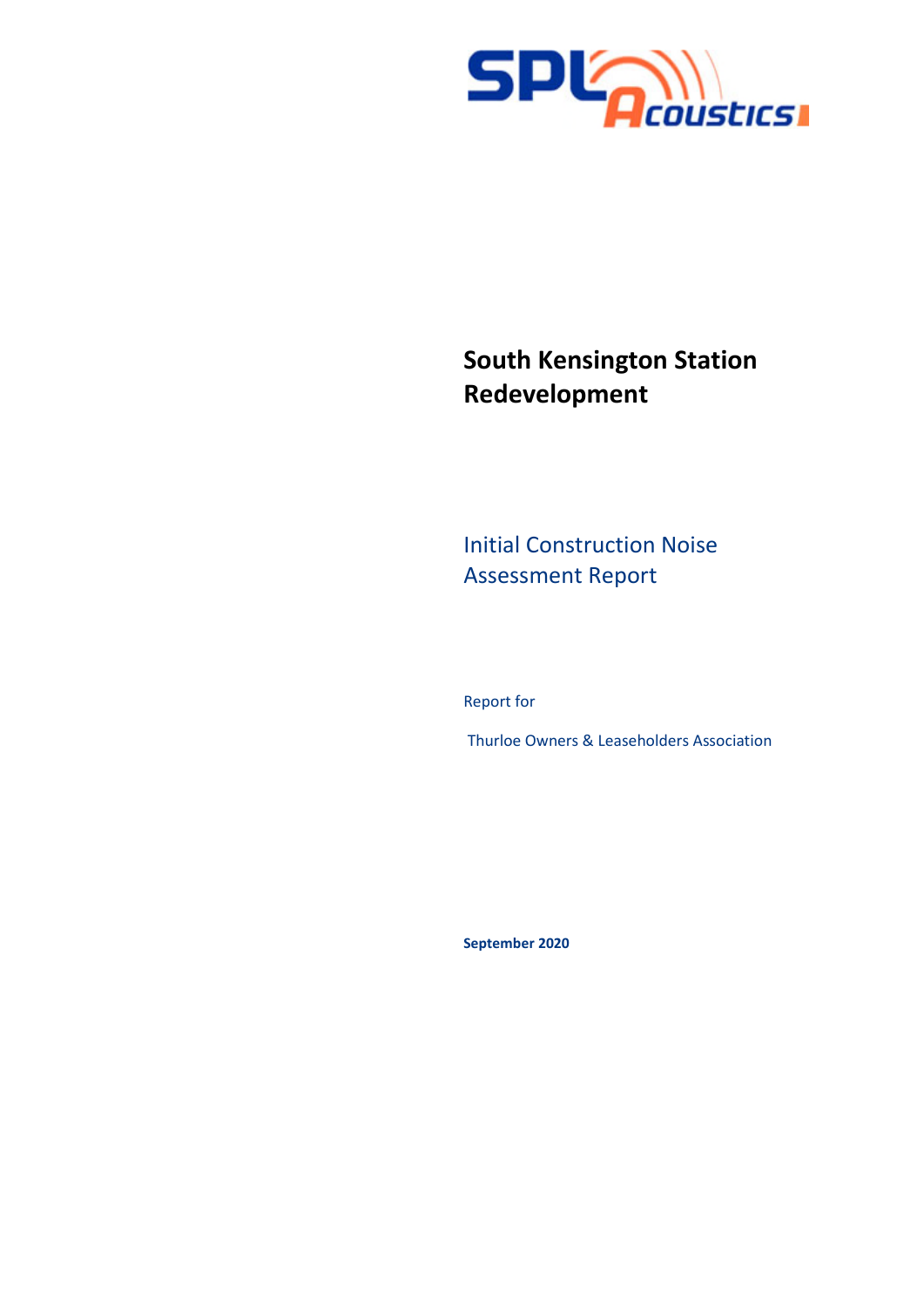SPL Acoustics

# South Kensington Station Redevelopment

## Initial Construction Noise Assessment Report

Report for

Thurloe Owners & Leaseholders Association

**September 2020**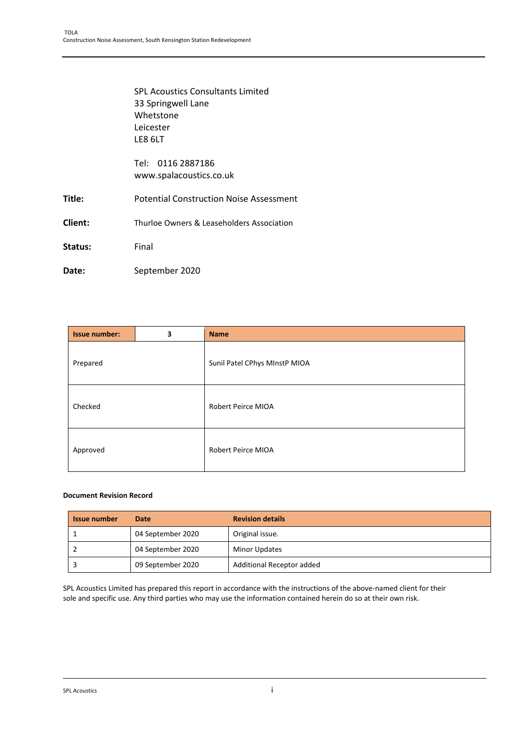SPL Acoustics Consultants Limited
33 Springwell Lane
Whetstone
Leicester
LE8 6LT

Tel: 0116 2887186
www.spalacoustics.co.uk

**Title:** Potential Construction Noise Assessment

**Client:** Thurloe Owners & Leaseholders Association

**Status:** Final

**Date:** September 2020

| Issue number: | 3 | Name |
|---|---|---|
| Prepared | | Sunil Patel CPhys MInstP MIOA |
| Checked | | Robert Peirce MIOA |
| Approved | | Robert Peirce MIOA |

**Document Revision Record**

| Issue number | Date | Revision details |
|---|---|---|
| 1 | 04 September 2020 | Original issue. |
| 2 | 04 September 2020 | Minor Updates |
| 3 | 09 September 2020 | Additional Receptor added |

SPL Acoustics Limited has prepared this report in accordance with the instructions of the above-named client for their sole and specific use. Any third parties who may use the information contained herein do so at their own risk.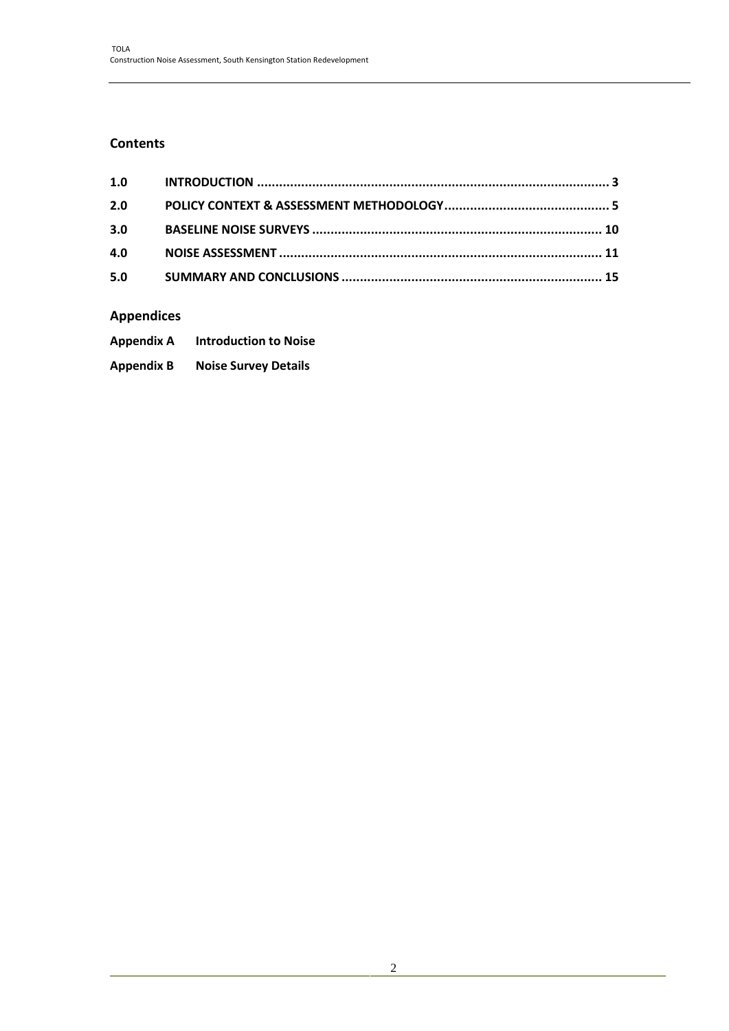## Contents

| | | |
|---|---|---|
| **1.0** | **INTRODUCTION** | **3** |
| **2.0** | **POLICY CONTEXT & ASSESSMENT METHODOLOGY** | **5** |
| **3.0** | **BASELINE NOISE SURVEYS** | **10** |
| **4.0** | **NOISE ASSESSMENT** | **11** |
| **5.0** | **SUMMARY AND CONCLUSIONS** | **15** |

## Appendices

**Appendix A** **Introduction to Noise**

**Appendix B** **Noise Survey Details**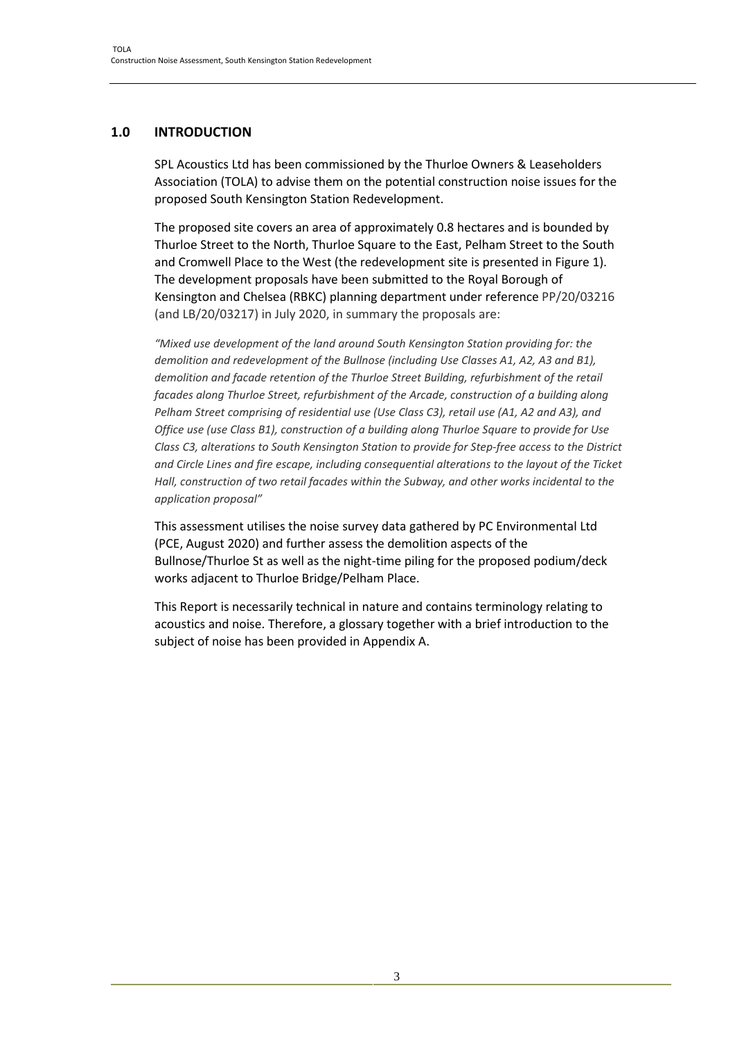## 1.0 INTRODUCTION

SPL Acoustics Ltd has been commissioned by the Thurloe Owners & Leaseholders Association (TOLA) to advise them on the potential construction noise issues for the proposed South Kensington Station Redevelopment.

The proposed site covers an area of approximately 0.8 hectares and is bounded by Thurloe Street to the North, Thurloe Square to the East, Pelham Street to the South and Cromwell Place to the West (the redevelopment site is presented in Figure 1). The development proposals have been submitted to the Royal Borough of Kensington and Chelsea (RBKC) planning department under reference PP/20/03216 (and LB/20/03217) in July 2020, in summary the proposals are:

*"Mixed use development of the land around South Kensington Station providing for: the demolition and redevelopment of the Bullnose (including Use Classes A1, A2, A3 and B1), demolition and facade retention of the Thurloe Street Building, refurbishment of the retail facades along Thurloe Street, refurbishment of the Arcade, construction of a building along Pelham Street comprising of residential use (Use Class C3), retail use (A1, A2 and A3), and Office use (use Class B1), construction of a building along Thurloe Square to provide for Use Class C3, alterations to South Kensington Station to provide for Step-free access to the District and Circle Lines and fire escape, including consequential alterations to the layout of the Ticket Hall, construction of two retail facades within the Subway, and other works incidental to the application proposal"*

This assessment utilises the noise survey data gathered by PC Environmental Ltd (PCE, August 2020) and further assess the demolition aspects of the Bullnose/Thurloe St as well as the night-time piling for the proposed podium/deck works adjacent to Thurloe Bridge/Pelham Place.

This Report is necessarily technical in nature and contains terminology relating to acoustics and noise. Therefore, a glossary together with a brief introduction to the subject of noise has been provided in Appendix A.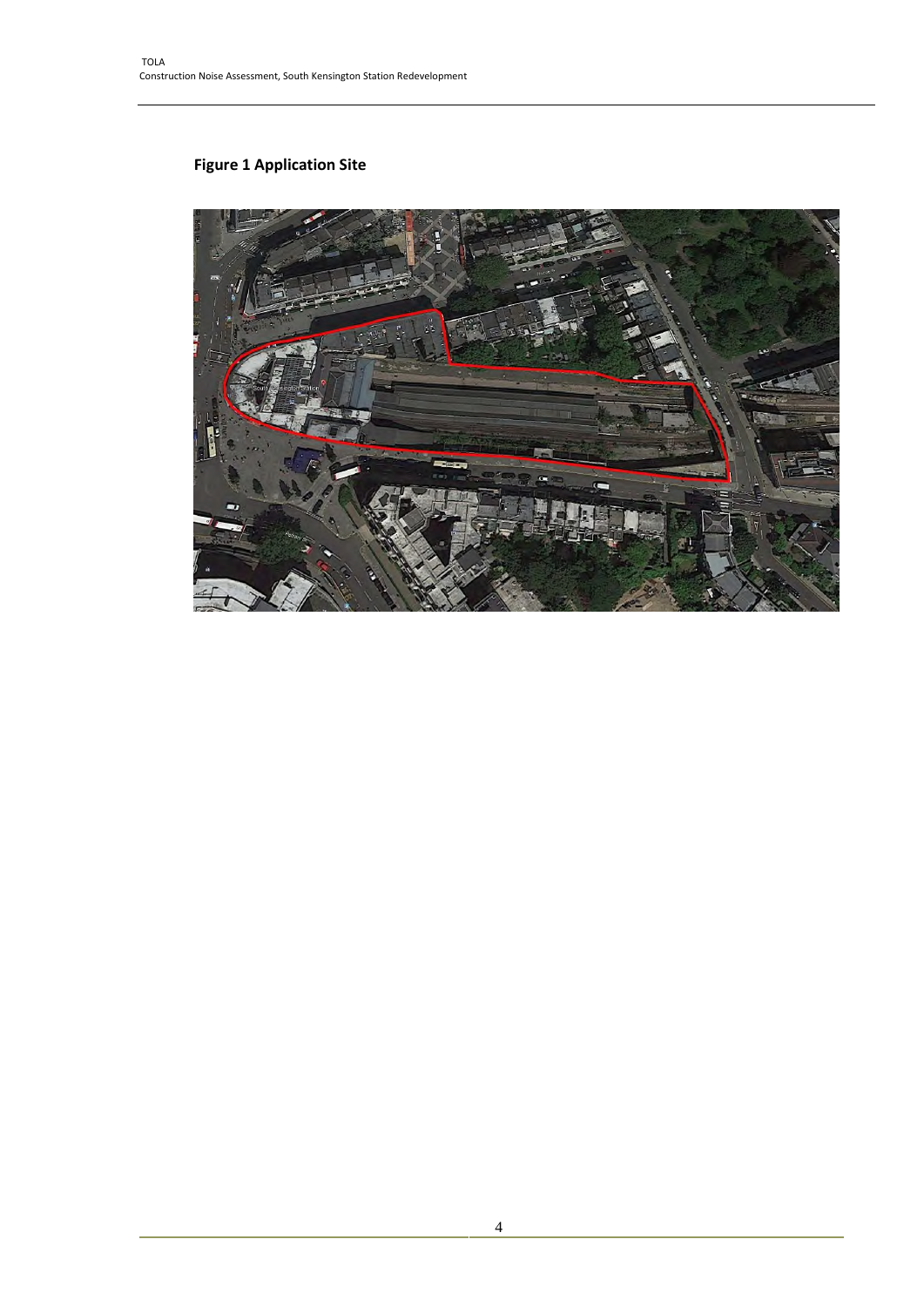**Figure 1 Application Site**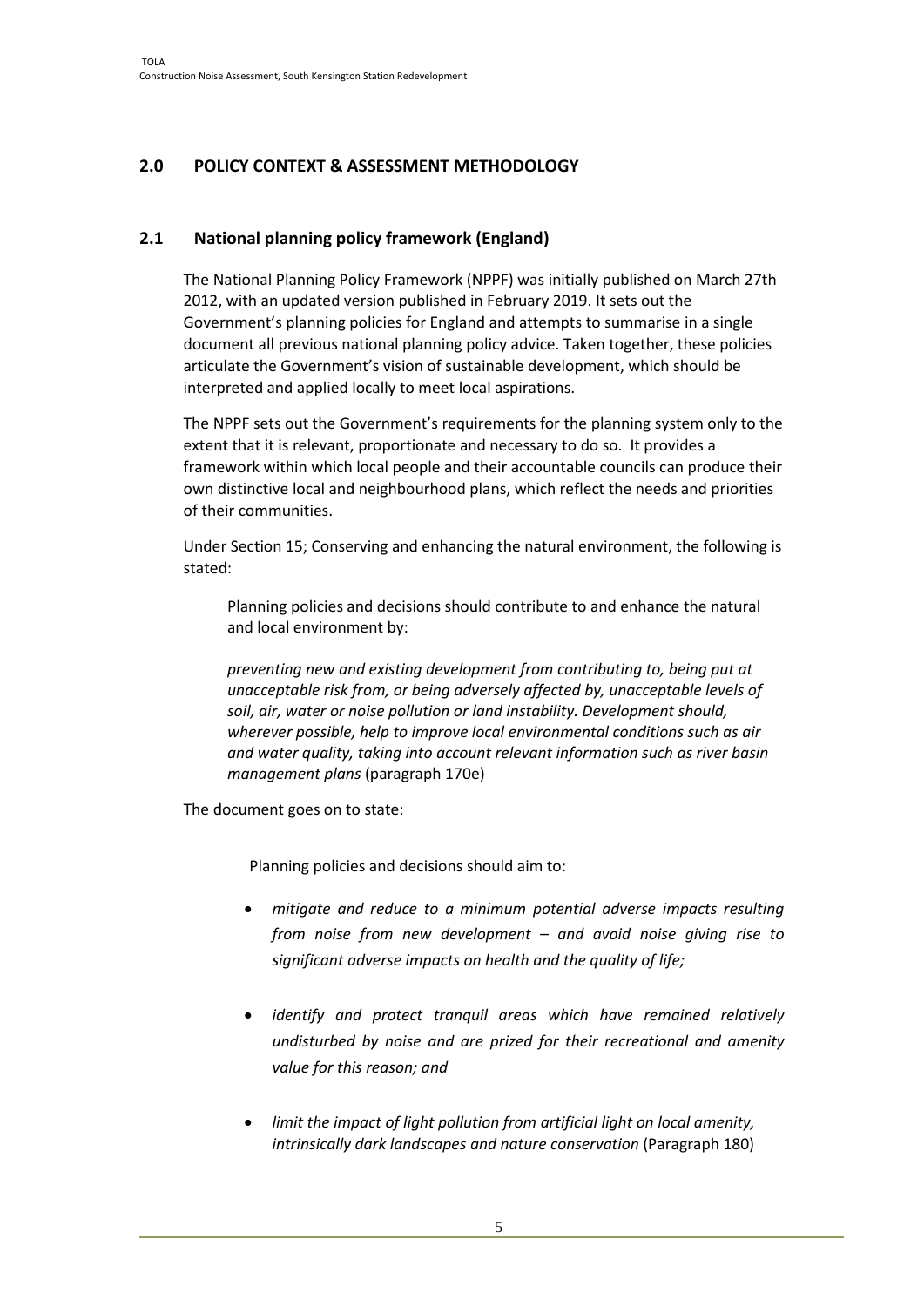## 2.0 POLICY CONTEXT & ASSESSMENT METHODOLOGY

### 2.1 National planning policy framework (England)

The National Planning Policy Framework (NPPF) was initially published on March 27th 2012, with an updated version published in February 2019. It sets out the Government's planning policies for England and attempts to summarise in a single document all previous national planning policy advice. Taken together, these policies articulate the Government's vision of sustainable development, which should be interpreted and applied locally to meet local aspirations.

The NPPF sets out the Government's requirements for the planning system only to the extent that it is relevant, proportionate and necessary to do so. It provides a framework within which local people and their accountable councils can produce their own distinctive local and neighbourhood plans, which reflect the needs and priorities of their communities.

Under Section 15; Conserving and enhancing the natural environment, the following is stated:

> Planning policies and decisions should contribute to and enhance the natural and local environment by:
>
> *preventing new and existing development from contributing to, being put at unacceptable risk from, or being adversely affected by, unacceptable levels of soil, air, water or noise pollution or land instability. Development should, wherever possible, help to improve local environmental conditions such as air and water quality, taking into account relevant information such as river basin management plans* (paragraph 170e)

The document goes on to state:

> Planning policies and decisions should aim to:
>
> - *mitigate and reduce to a minimum potential adverse impacts resulting from noise from new development – and avoid noise giving rise to significant adverse impacts on health and the quality of life;*
> - *identify and protect tranquil areas which have remained relatively undisturbed by noise and are prized for their recreational and amenity value for this reason; and*
> - *limit the impact of light pollution from artificial light on local amenity, intrinsically dark landscapes and nature conservation* (Paragraph 180)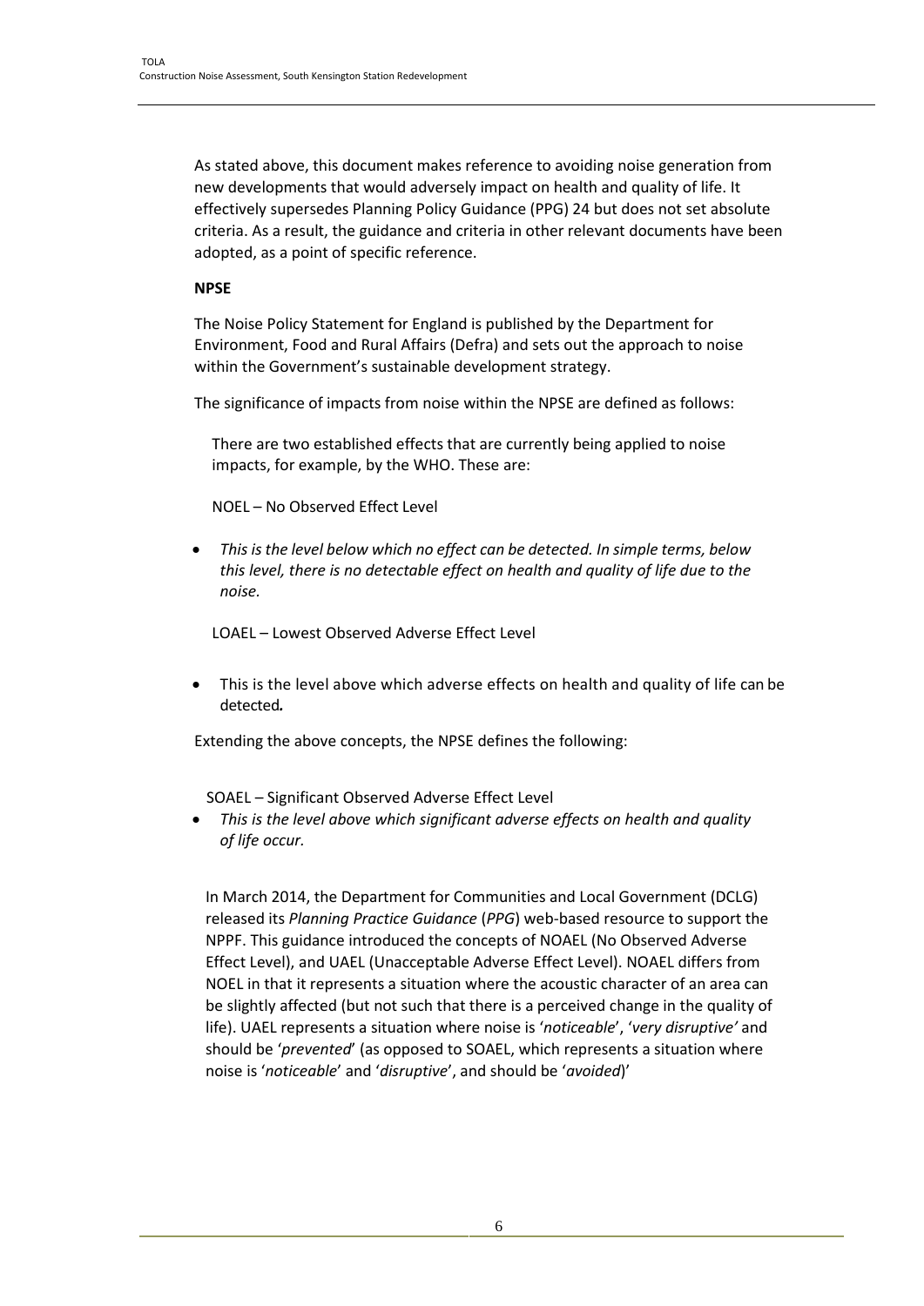As stated above, this document makes reference to avoiding noise generation from new developments that would adversely impact on health and quality of life. It effectively supersedes Planning Policy Guidance (PPG) 24 but does not set absolute criteria. As a result, the guidance and criteria in other relevant documents have been adopted, as a point of specific reference.

**NPSE**

The Noise Policy Statement for England is published by the Department for Environment, Food and Rural Affairs (Defra) and sets out the approach to noise within the Government's sustainable development strategy.

The significance of impacts from noise within the NPSE are defined as follows:

There are two established effects that are currently being applied to noise impacts, for example, by the WHO. These are:

NOEL – No Observed Effect Level

- *This is the level below which no effect can be detected. In simple terms, below this level, there is no detectable effect on health and quality of life due to the noise.*

LOAEL – Lowest Observed Adverse Effect Level

- This is the level above which adverse effects on health and quality of life can be detected*.*

Extending the above concepts, the NPSE defines the following:

SOAEL – Significant Observed Adverse Effect Level

- *This is the level above which significant adverse effects on health and quality of life occur.*

In March 2014, the Department for Communities and Local Government (DCLG) released its *Planning Practice Guidance* (*PPG*) web-based resource to support the NPPF. This guidance introduced the concepts of NOAEL (No Observed Adverse Effect Level), and UAEL (Unacceptable Adverse Effect Level). NOAEL differs from NOEL in that it represents a situation where the acoustic character of an area can be slightly affected (but not such that there is a perceived change in the quality of life). UAEL represents a situation where noise is '*noticeable*', '*very disruptive'* and should be '*prevented*' (as opposed to SOAEL, which represents a situation where noise is '*noticeable*' and '*disruptive*', and should be '*avoided*')'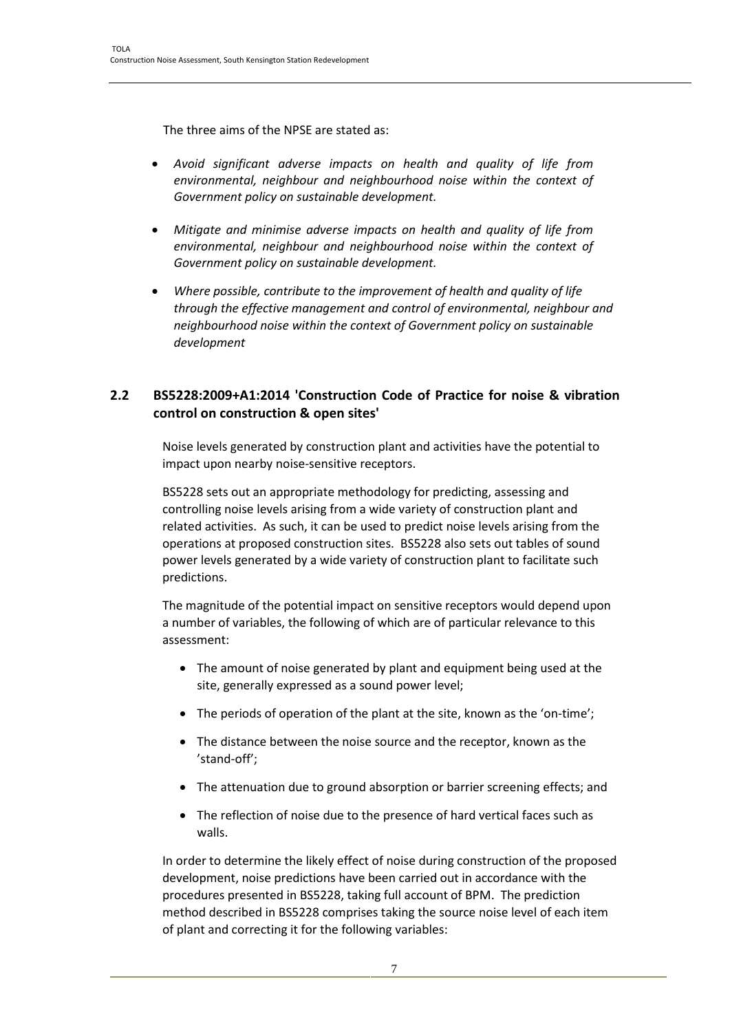The three aims of the NPSE are stated as:

- *Avoid significant adverse impacts on health and quality of life from environmental, neighbour and neighbourhood noise within the context of Government policy on sustainable development.*
- *Mitigate and minimise adverse impacts on health and quality of life from environmental, neighbour and neighbourhood noise within the context of Government policy on sustainable development.*
- *Where possible, contribute to the improvement of health and quality of life through the effective management and control of environmental, neighbour and neighbourhood noise within the context of Government policy on sustainable development*

## 2.2 BS5228:2009+A1:2014 'Construction Code of Practice for noise & vibration control on construction & open sites'

Noise levels generated by construction plant and activities have the potential to impact upon nearby noise-sensitive receptors.

BS5228 sets out an appropriate methodology for predicting, assessing and controlling noise levels arising from a wide variety of construction plant and related activities. As such, it can be used to predict noise levels arising from the operations at proposed construction sites. BS5228 also sets out tables of sound power levels generated by a wide variety of construction plant to facilitate such predictions.

The magnitude of the potential impact on sensitive receptors would depend upon a number of variables, the following of which are of particular relevance to this assessment:

- The amount of noise generated by plant and equipment being used at the site, generally expressed as a sound power level;
- The periods of operation of the plant at the site, known as the 'on-time';
- The distance between the noise source and the receptor, known as the 'stand-off';
- The attenuation due to ground absorption or barrier screening effects; and
- The reflection of noise due to the presence of hard vertical faces such as walls.

In order to determine the likely effect of noise during construction of the proposed development, noise predictions have been carried out in accordance with the procedures presented in BS5228, taking full account of BPM. The prediction method described in BS5228 comprises taking the source noise level of each item of plant and correcting it for the following variables: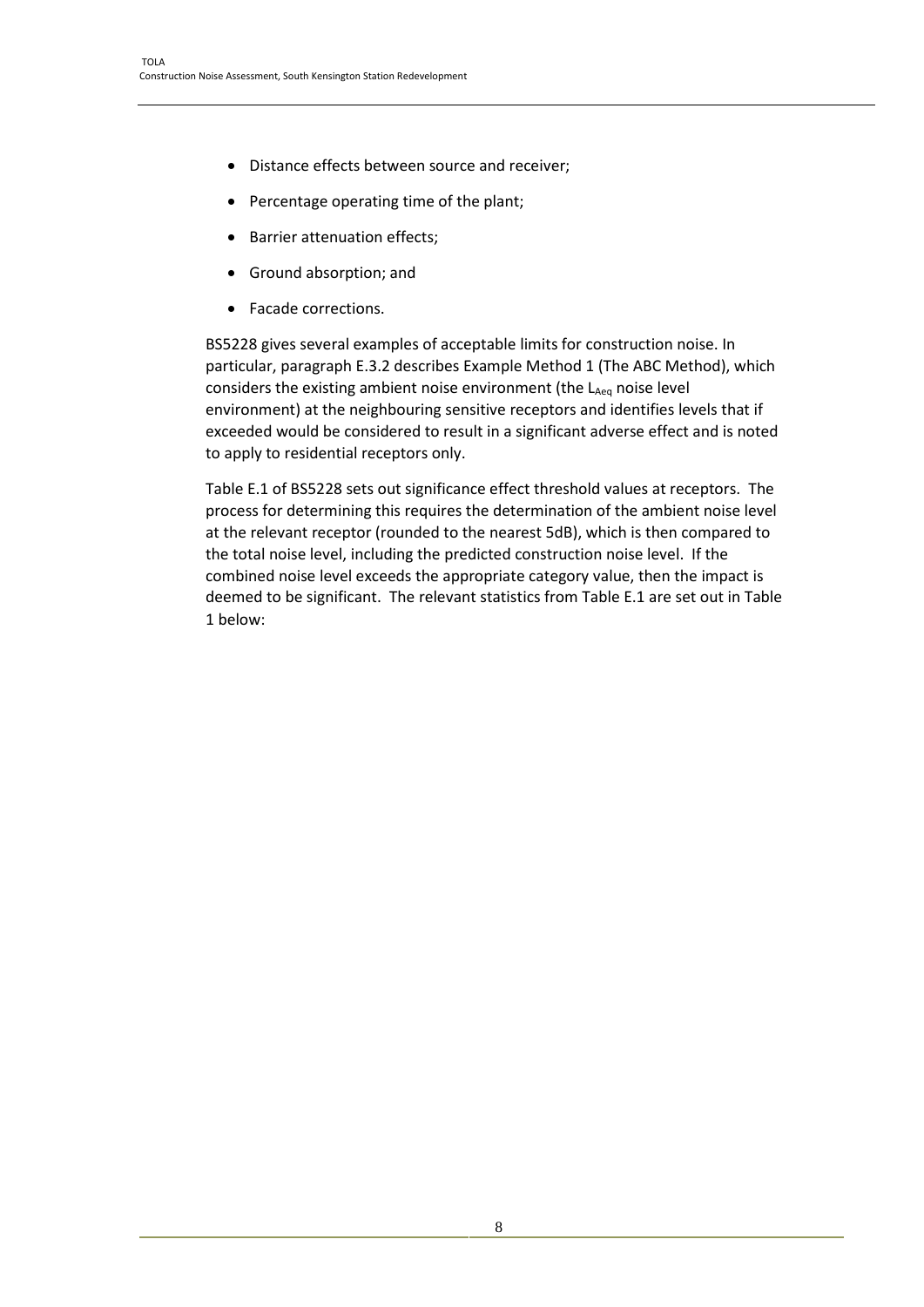- Distance effects between source and receiver;
- Percentage operating time of the plant;
- Barrier attenuation effects;
- Ground absorption; and
- Facade corrections.

BS5228 gives several examples of acceptable limits for construction noise. In particular, paragraph E.3.2 describes Example Method 1 (The ABC Method), which considers the existing ambient noise environment (the $L_{Aeq}$ noise level environment) at the neighbouring sensitive receptors and identifies levels that if exceeded would be considered to result in a significant adverse effect and is noted to apply to residential receptors only.

Table E.1 of BS5228 sets out significance effect threshold values at receptors. The process for determining this requires the determination of the ambient noise level at the relevant receptor (rounded to the nearest 5dB), which is then compared to the total noise level, including the predicted construction noise level. If the combined noise level exceeds the appropriate category value, then the impact is deemed to be significant. The relevant statistics from Table E.1 are set out in Table 1 below: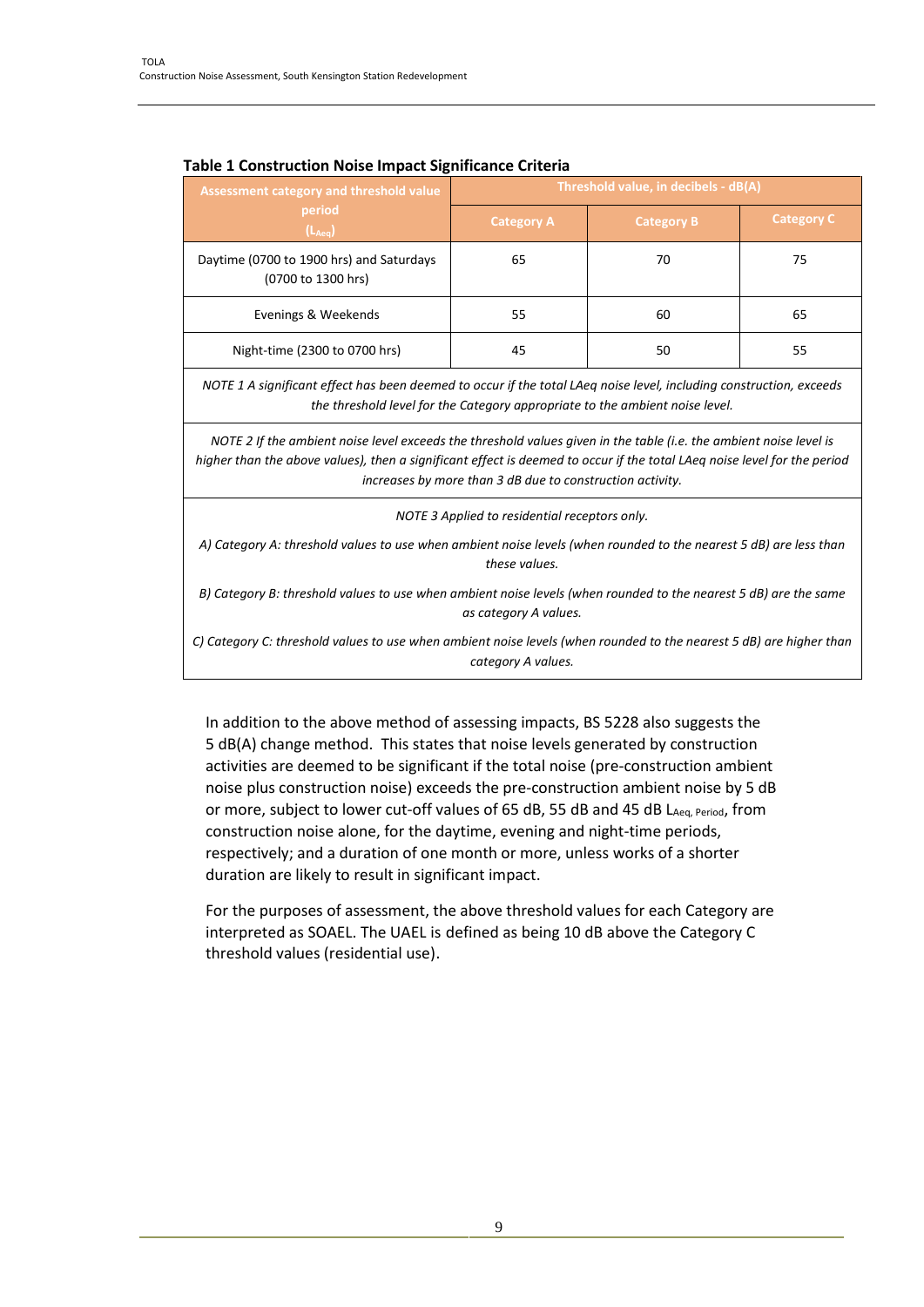**Table 1 Construction Noise Impact Significance Criteria**

| Assessment category and threshold value period ($L_{Aeq}$) | Threshold value, in decibels - dB(A) | | |
|---|---|---|---|
| | Category A | Category B | Category C |
| Daytime (0700 to 1900 hrs) and Saturdays (0700 to 1300 hrs) | 65 | 70 | 75 |
| Evenings & Weekends | 55 | 60 | 65 |
| Night-time (2300 to 0700 hrs) | 45 | 50 | 55 |
| *NOTE 1 A significant effect has been deemed to occur if the total LAeq noise level, including construction, exceeds the threshold level for the Category appropriate to the ambient noise level.* | | | |
| *NOTE 2 If the ambient noise level exceeds the threshold values given in the table (i.e. the ambient noise level is higher than the above values), then a significant effect is deemed to occur if the total LAeq noise level for the period increases by more than 3 dB due to construction activity.* | | | |
| *NOTE 3 Applied to residential receptors only.* *A) Category A: threshold values to use when ambient noise levels (when rounded to the nearest 5 dB) are less than these values.* *B) Category B: threshold values to use when ambient noise levels (when rounded to the nearest 5 dB) are the same as category A values.* *C) Category C: threshold values to use when ambient noise levels (when rounded to the nearest 5 dB) are higher than category A values.* | | | |

In addition to the above method of assessing impacts, BS 5228 also suggests the 5 dB(A) change method. This states that noise levels generated by construction activities are deemed to be significant if the total noise (pre-construction ambient noise plus construction noise) exceeds the pre-construction ambient noise by 5 dB or more, subject to lower cut-off values of 65 dB, 55 dB and 45 dB $L_{Aeq,\ Period}$, from construction noise alone, for the daytime, evening and night-time periods, respectively; and a duration of one month or more, unless works of a shorter duration are likely to result in significant impact.

For the purposes of assessment, the above threshold values for each Category are interpreted as SOAEL. The UAEL is defined as being 10 dB above the Category C threshold values (residential use).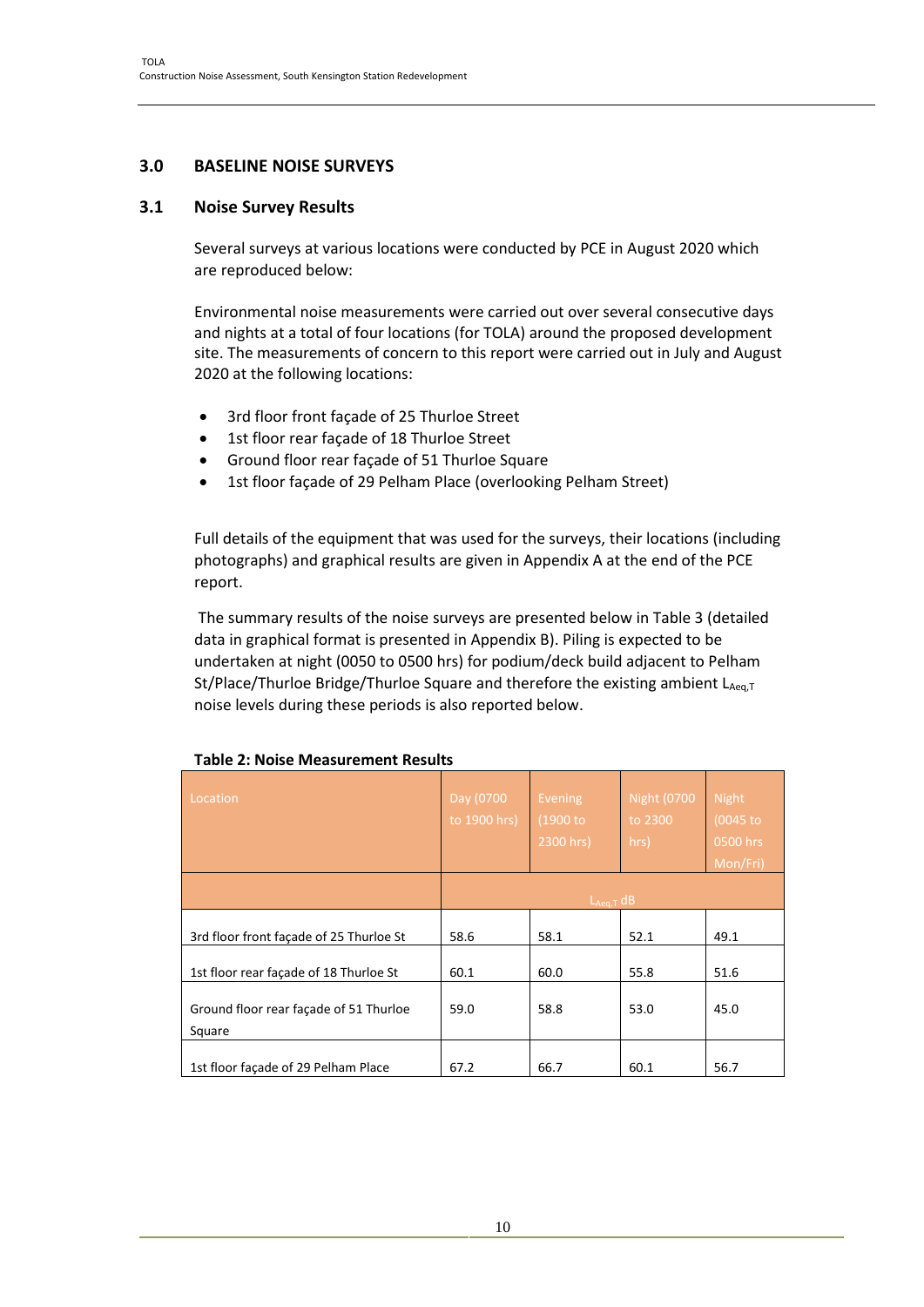## 3.0 BASELINE NOISE SURVEYS

### 3.1 Noise Survey Results

Several surveys at various locations were conducted by PCE in August 2020 which are reproduced below:

Environmental noise measurements were carried out over several consecutive days and nights at a total of four locations (for TOLA) around the proposed development site. The measurements of concern to this report were carried out in July and August 2020 at the following locations:

- 3rd floor front façade of 25 Thurloe Street
- 1st floor rear façade of 18 Thurloe Street
- Ground floor rear façade of 51 Thurloe Square
- 1st floor façade of 29 Pelham Place (overlooking Pelham Street)

Full details of the equipment that was used for the surveys, their locations (including photographs) and graphical results are given in Appendix A at the end of the PCE report.

The summary results of the noise surveys are presented below in Table 3 (detailed data in graphical format is presented in Appendix B). Piling is expected to be undertaken at night (0050 to 0500 hrs) for podium/deck build adjacent to Pelham St/Place/Thurloe Bridge/Thurloe Square and therefore the existing ambient $L_{Aeq,T}$ noise levels during these periods is also reported below.

**Table 2: Noise Measurement Results**

| Location | Day (0700 to 1900 hrs) | Evening (1900 to 2300 hrs) | Night (0700 to 2300 hrs) | Night (0045 to 0500 hrs Mon/Fri) |
|---|---|---|---|---|
| | $L_{Aeq,T}$ dB | | | |
| 3rd floor front façade of 25 Thurloe St | 58.6 | 58.1 | 52.1 | 49.1 |
| 1st floor rear façade of 18 Thurloe St | 60.1 | 60.0 | 55.8 | 51.6 |
| Ground floor rear façade of 51 Thurloe Square | 59.0 | 58.8 | 53.0 | 45.0 |
| 1st floor façade of 29 Pelham Place | 67.2 | 66.7 | 60.1 | 56.7 |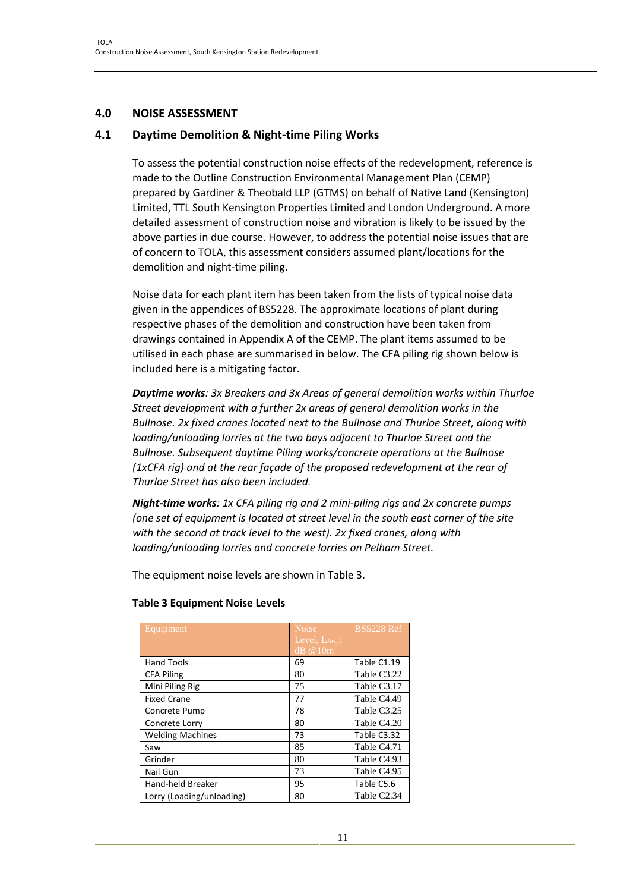## 4.0 NOISE ASSESSMENT

### 4.1 Daytime Demolition & Night-time Piling Works

To assess the potential construction noise effects of the redevelopment, reference is made to the Outline Construction Environmental Management Plan (CEMP) prepared by Gardiner & Theobald LLP (GTMS) on behalf of Native Land (Kensington) Limited, TTL South Kensington Properties Limited and London Underground. A more detailed assessment of construction noise and vibration is likely to be issued by the above parties in due course. However, to address the potential noise issues that are of concern to TOLA, this assessment considers assumed plant/locations for the demolition and night-time piling.

Noise data for each plant item has been taken from the lists of typical noise data given in the appendices of BS5228. The approximate locations of plant during respective phases of the demolition and construction have been taken from drawings contained in Appendix A of the CEMP. The plant items assumed to be utilised in each phase are summarised in below. The CFA piling rig shown below is included here is a mitigating factor.

***Daytime works****: 3x Breakers and 3x Areas of general demolition works within Thurloe Street development with a further 2x areas of general demolition works in the Bullnose. 2x fixed cranes located next to the Bullnose and Thurloe Street, along with loading/unloading lorries at the two bays adjacent to Thurloe Street and the Bullnose. Subsequent daytime Piling works/concrete operations at the Bullnose (1xCFA rig) and at the rear façade of the proposed redevelopment at the rear of Thurloe Street has also been included.*

***Night-time works****: 1x CFA piling rig and 2 mini-piling rigs and 2x concrete pumps (one set of equipment is located at street level in the south east corner of the site with the second at track level to the west). 2x fixed cranes, along with loading/unloading lorries and concrete lorries on Pelham Street.*

The equipment noise levels are shown in Table 3.

**Table 3 Equipment Noise Levels**

| Equipment | Noise Level, $L_{Aeq,T}$ dB @10m | BS5228 Ref |
|---|---|---|
| Hand Tools | 69 | Table C1.19 |
| CFA Piling | 80 | Table C3.22 |
| Mini Piling Rig | 75 | Table C3.17 |
| Fixed Crane | 77 | Table C4.49 |
| Concrete Pump | 78 | Table C3.25 |
| Concrete Lorry | 80 | Table C4.20 |
| Welding Machines | 73 | Table C3.32 |
| Saw | 85 | Table C4.71 |
| Grinder | 80 | Table C4.93 |
| Nail Gun | 73 | Table C4.95 |
| Hand-held Breaker | 95 | Table C5.6 |
| Lorry (Loading/unloading) | 80 | Table C2.34 |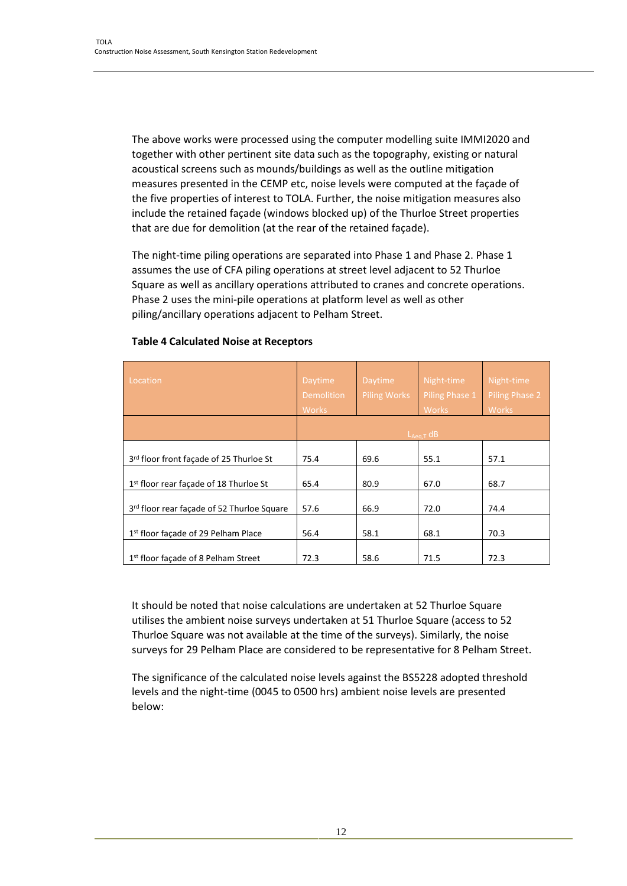The above works were processed using the computer modelling suite IMMI2020 and together with other pertinent site data such as the topography, existing or natural acoustical screens such as mounds/buildings as well as the outline mitigation measures presented in the CEMP etc, noise levels were computed at the façade of the five properties of interest to TOLA. Further, the noise mitigation measures also include the retained façade (windows blocked up) of the Thurloe Street properties that are due for demolition (at the rear of the retained façade).

The night-time piling operations are separated into Phase 1 and Phase 2. Phase 1 assumes the use of CFA piling operations at street level adjacent to 52 Thurloe Square as well as ancillary operations attributed to cranes and concrete operations. Phase 2 uses the mini-pile operations at platform level as well as other piling/ancillary operations adjacent to Pelham Street.

**Table 4 Calculated Noise at Receptors**

| Location | Daytime Demolition Works | Daytime Piling Works | Night-time Piling Phase 1 Works | Night-time Piling Phase 2 Works |
|---|---|---|---|---|
| | $L_{Aeq,T}$ dB | | | |
| 3rd floor front façade of 25 Thurloe St | 75.4 | 69.6 | 55.1 | 57.1 |
| 1st floor rear façade of 18 Thurloe St | 65.4 | 80.9 | 67.0 | 68.7 |
| 3rd floor rear façade of 52 Thurloe Square | 57.6 | 66.9 | 72.0 | 74.4 |
| 1st floor façade of 29 Pelham Place | 56.4 | 58.1 | 68.1 | 70.3 |
| 1st floor façade of 8 Pelham Street | 72.3 | 58.6 | 71.5 | 72.3 |

It should be noted that noise calculations are undertaken at 52 Thurloe Square utilises the ambient noise surveys undertaken at 51 Thurloe Square (access to 52 Thurloe Square was not available at the time of the surveys). Similarly, the noise surveys for 29 Pelham Place are considered to be representative for 8 Pelham Street.

The significance of the calculated noise levels against the BS5228 adopted threshold levels and the night-time (0045 to 0500 hrs) ambient noise levels are presented below: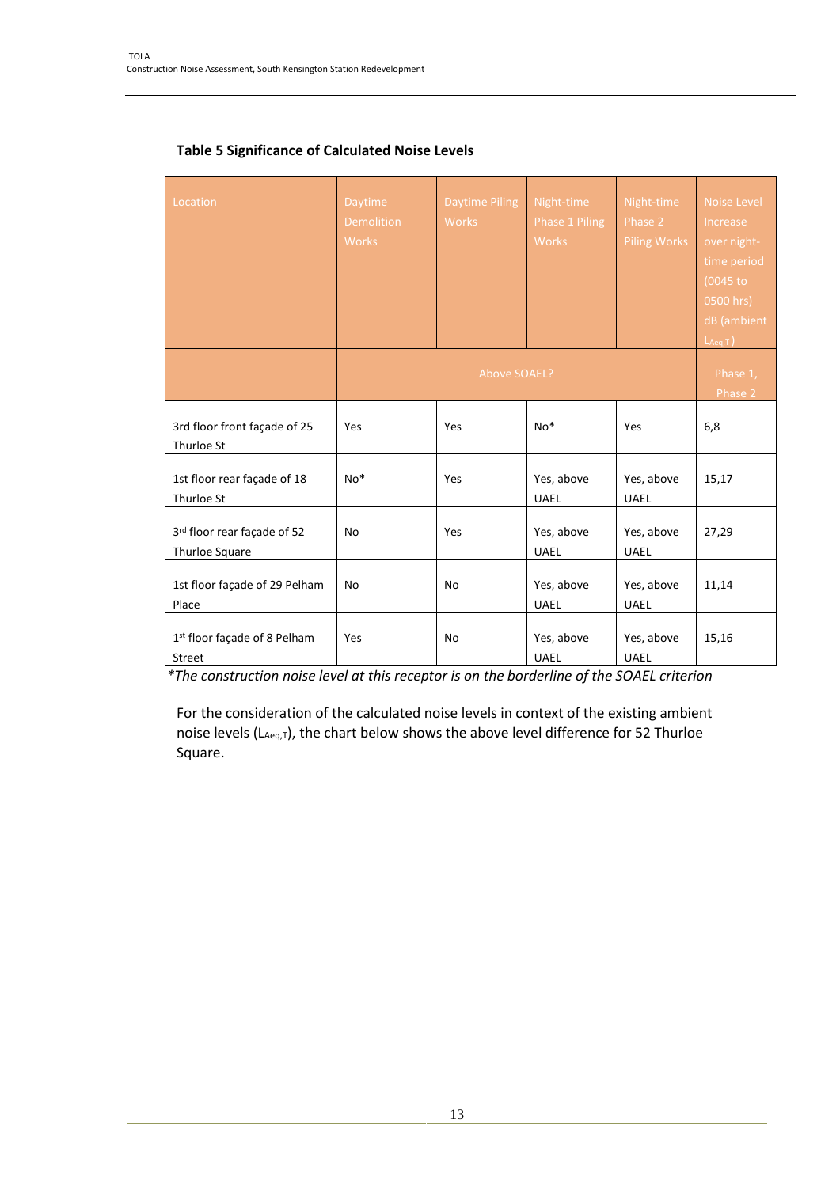**Table 5 Significance of Calculated Noise Levels**

| Location | Daytime Demolition Works | Daytime Piling Works | Night-time Phase 1 Piling Works | Night-time Phase 2 Piling Works | Noise Level Increase over night-time period (0045 to 0500 hrs) dB (ambient $L_{Aeq,T}$) |
|---|---|---|---|---|---|
| | Above SOAEL? | | | | Phase 1, Phase 2 |
| 3rd floor front façade of 25 Thurloe St | Yes | Yes | No* | Yes | 6,8 |
| 1st floor rear façade of 18 Thurloe St | No* | Yes | Yes, above UAEL | Yes, above UAEL | 15,17 |
| 3rd floor rear façade of 52 Thurloe Square | No | Yes | Yes, above UAEL | Yes, above UAEL | 27,29 |
| 1st floor façade of 29 Pelham Place | No | No | Yes, above UAEL | Yes, above UAEL | 11,14 |
| 1st floor façade of 8 Pelham Street | Yes | No | Yes, above UAEL | Yes, above UAEL | 15,16 |

*\*The construction noise level at this receptor is on the borderline of the SOAEL criterion*

For the consideration of the calculated noise levels in context of the existing ambient noise levels ($L_{Aeq,T}$), the chart below shows the above level difference for 52 Thurloe Square.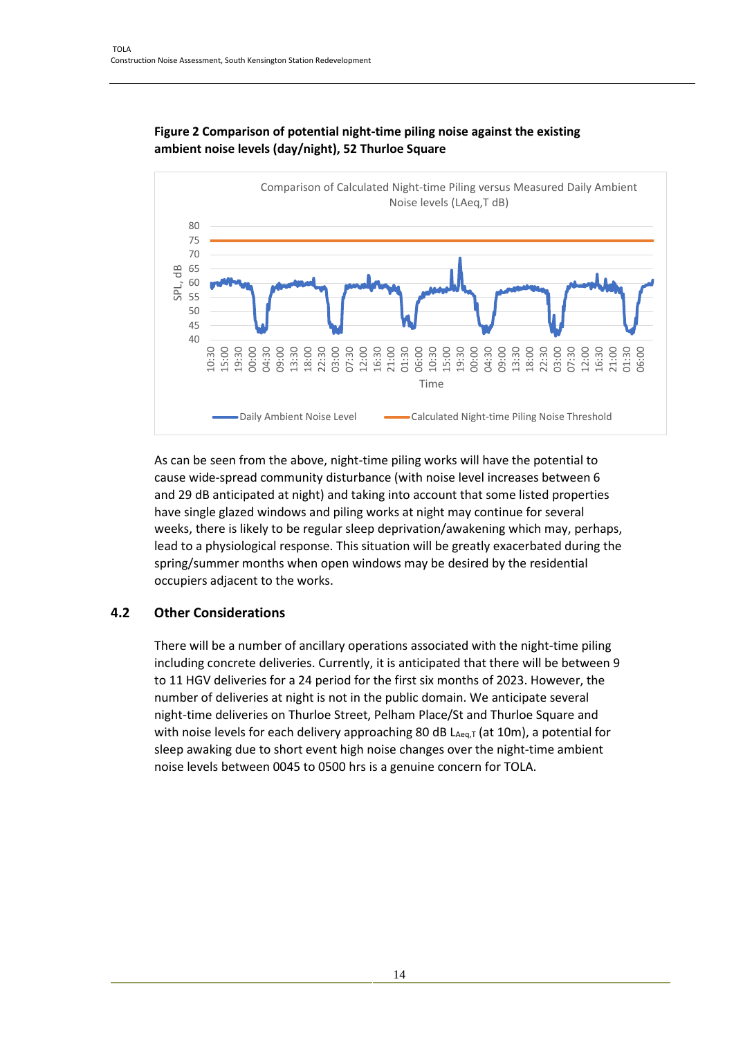**Figure 2 Comparison of potential night-time piling noise against the existing ambient noise levels (day/night), 52 Thurloe Square**

As can be seen from the above, night-time piling works will have the potential to cause wide-spread community disturbance (with noise level increases between 6 and 29 dB anticipated at night) and taking into account that some listed properties have single glazed windows and piling works at night may continue for several weeks, there is likely to be regular sleep deprivation/awakening which may, perhaps, lead to a physiological response. This situation will be greatly exacerbated during the spring/summer months when open windows may be desired by the residential occupiers adjacent to the works.

## 4.2 Other Considerations

There will be a number of ancillary operations associated with the night-time piling including concrete deliveries. Currently, it is anticipated that there will be between 9 to 11 HGV deliveries for a 24 period for the first six months of 2023. However, the number of deliveries at night is not in the public domain. We anticipate several night-time deliveries on Thurloe Street, Pelham Place/St and Thurloe Square and with noise levels for each delivery approaching 80 dB $L_{Aeq,T}$ (at 10m), a potential for sleep awaking due to short event high noise changes over the night-time ambient noise levels between 0045 to 0500 hrs is a genuine concern for TOLA.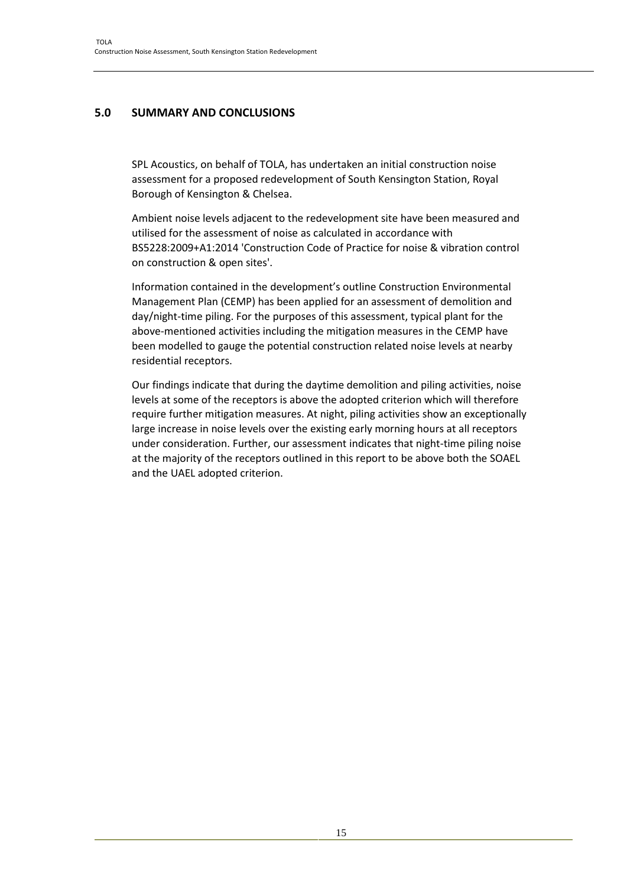## 5.0 SUMMARY AND CONCLUSIONS

SPL Acoustics, on behalf of TOLA, has undertaken an initial construction noise assessment for a proposed redevelopment of South Kensington Station, Royal Borough of Kensington & Chelsea.

Ambient noise levels adjacent to the redevelopment site have been measured and utilised for the assessment of noise as calculated in accordance with BS5228:2009+A1:2014 'Construction Code of Practice for noise & vibration control on construction & open sites'.

Information contained in the development's outline Construction Environmental Management Plan (CEMP) has been applied for an assessment of demolition and day/night-time piling. For the purposes of this assessment, typical plant for the above-mentioned activities including the mitigation measures in the CEMP have been modelled to gauge the potential construction related noise levels at nearby residential receptors.

Our findings indicate that during the daytime demolition and piling activities, noise levels at some of the receptors is above the adopted criterion which will therefore require further mitigation measures. At night, piling activities show an exceptionally large increase in noise levels over the existing early morning hours at all receptors under consideration. Further, our assessment indicates that night-time piling noise at the majority of the receptors outlined in this report to be above both the SOAEL and the UAEL adopted criterion.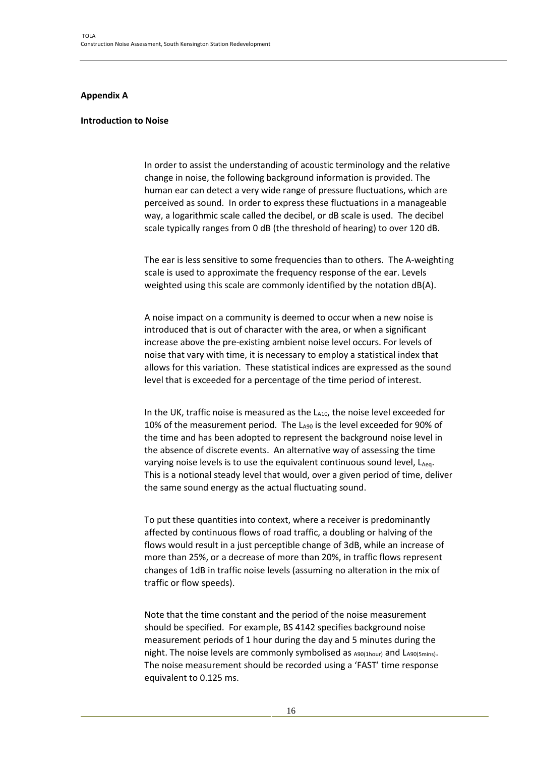## Appendix A

## Introduction to Noise

In order to assist the understanding of acoustic terminology and the relative change in noise, the following background information is provided. The human ear can detect a very wide range of pressure fluctuations, which are perceived as sound. In order to express these fluctuations in a manageable way, a logarithmic scale called the decibel, or dB scale is used. The decibel scale typically ranges from 0 dB (the threshold of hearing) to over 120 dB.

The ear is less sensitive to some frequencies than to others. The A-weighting scale is used to approximate the frequency response of the ear. Levels weighted using this scale are commonly identified by the notation dB(A).

A noise impact on a community is deemed to occur when a new noise is introduced that is out of character with the area, or when a significant increase above the pre-existing ambient noise level occurs. For levels of noise that vary with time, it is necessary to employ a statistical index that allows for this variation. These statistical indices are expressed as the sound level that is exceeded for a percentage of the time period of interest.

In the UK, traffic noise is measured as the $L_{A10}$, the noise level exceeded for 10% of the measurement period. The $L_{A90}$ is the level exceeded for 90% of the time and has been adopted to represent the background noise level in the absence of discrete events. An alternative way of assessing the time varying noise levels is to use the equivalent continuous sound level, $L_{Aeq}$. This is a notional steady level that would, over a given period of time, deliver the same sound energy as the actual fluctuating sound.

To put these quantities into context, where a receiver is predominantly affected by continuous flows of road traffic, a doubling or halving of the flows would result in a just perceptible change of 3dB, while an increase of more than 25%, or a decrease of more than 20%, in traffic flows represent changes of 1dB in traffic noise levels (assuming no alteration in the mix of traffic or flow speeds).

Note that the time constant and the period of the noise measurement should be specified. For example, BS 4142 specifies background noise measurement periods of 1 hour during the day and 5 minutes during the night. The noise levels are commonly symbolised as $_{A90(1hour)}$ and $L_{A90(5mins)}$. The noise measurement should be recorded using a 'FAST' time response equivalent to 0.125 ms.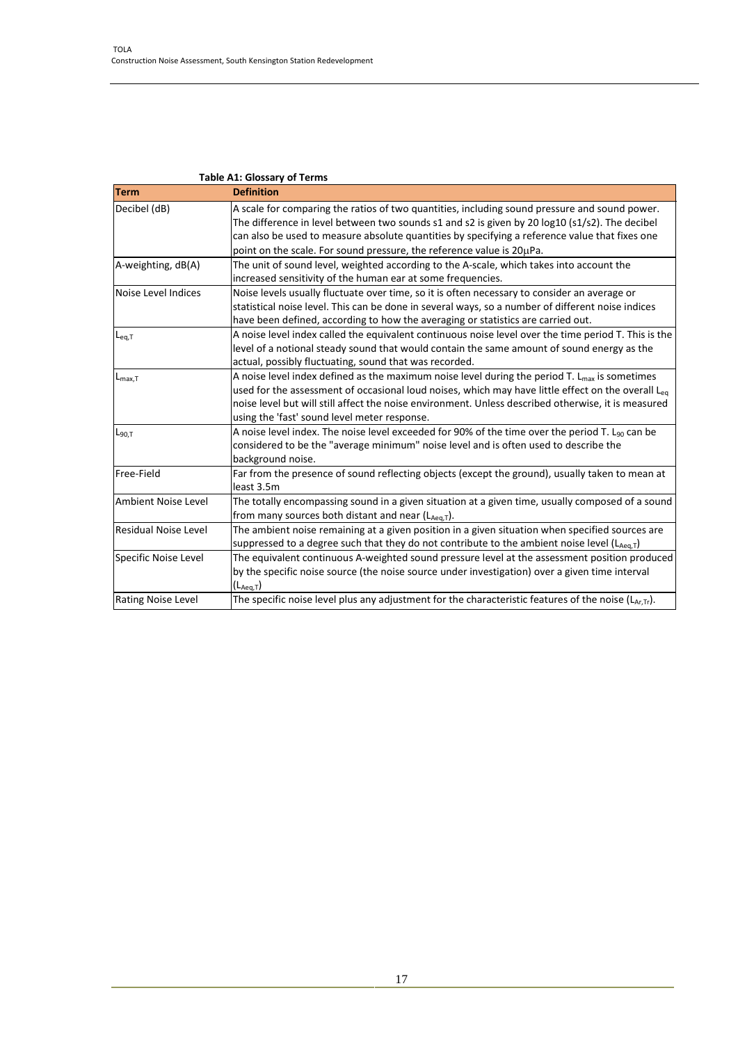**Table A1: Glossary of Terms**

| Term | Definition |
| --- | --- |
| Decibel (dB) | A scale for comparing the ratios of two quantities, including sound pressure and sound power. The difference in level between two sounds s1 and s2 is given by 20 log10 (s1/s2). The decibel can also be used to measure absolute quantities by specifying a reference value that fixes one point on the scale. For sound pressure, the reference value is 20μPa. |
| A-weighting, dB(A) | The unit of sound level, weighted according to the A-scale, which takes into account the increased sensitivity of the human ear at some frequencies. |
| Noise Level Indices | Noise levels usually fluctuate over time, so it is often necessary to consider an average or statistical noise level. This can be done in several ways, so a number of different noise indices have been defined, according to how the averaging or statistics are carried out. |
| $L_{eq,T}$ | A noise level index called the equivalent continuous noise level over the time period T. This is the level of a notional steady sound that would contain the same amount of sound energy as the actual, possibly fluctuating, sound that was recorded. |
| $L_{max,T}$ | A noise level index defined as the maximum noise level during the period T. $L_{max}$ is sometimes used for the assessment of occasional loud noises, which may have little effect on the overall $L_{eq}$ noise level but will still affect the noise environment. Unless described otherwise, it is measured using the 'fast' sound level meter response. |
| $L_{90,T}$ | A noise level index. The noise level exceeded for 90% of the time over the period T. $L_{90}$ can be considered to be the "average minimum" noise level and is often used to describe the background noise. |
| Free-Field | Far from the presence of sound reflecting objects (except the ground), usually taken to mean at least 3.5m |
| Ambient Noise Level | The totally encompassing sound in a given situation at a given time, usually composed of a sound from many sources both distant and near ($L_{Aeq,T}$). |
| Residual Noise Level | The ambient noise remaining at a given position in a given situation when specified sources are suppressed to a degree such that they do not contribute to the ambient noise level ($L_{Aeq,T}$) |
| Specific Noise Level | The equivalent continuous A-weighted sound pressure level at the assessment position produced by the specific noise source (the noise source under investigation) over a given time interval ($L_{Aeq,T}$) |
| Rating Noise Level | The specific noise level plus any adjustment for the characteristic features of the noise ($L_{Ar,Tr}$). |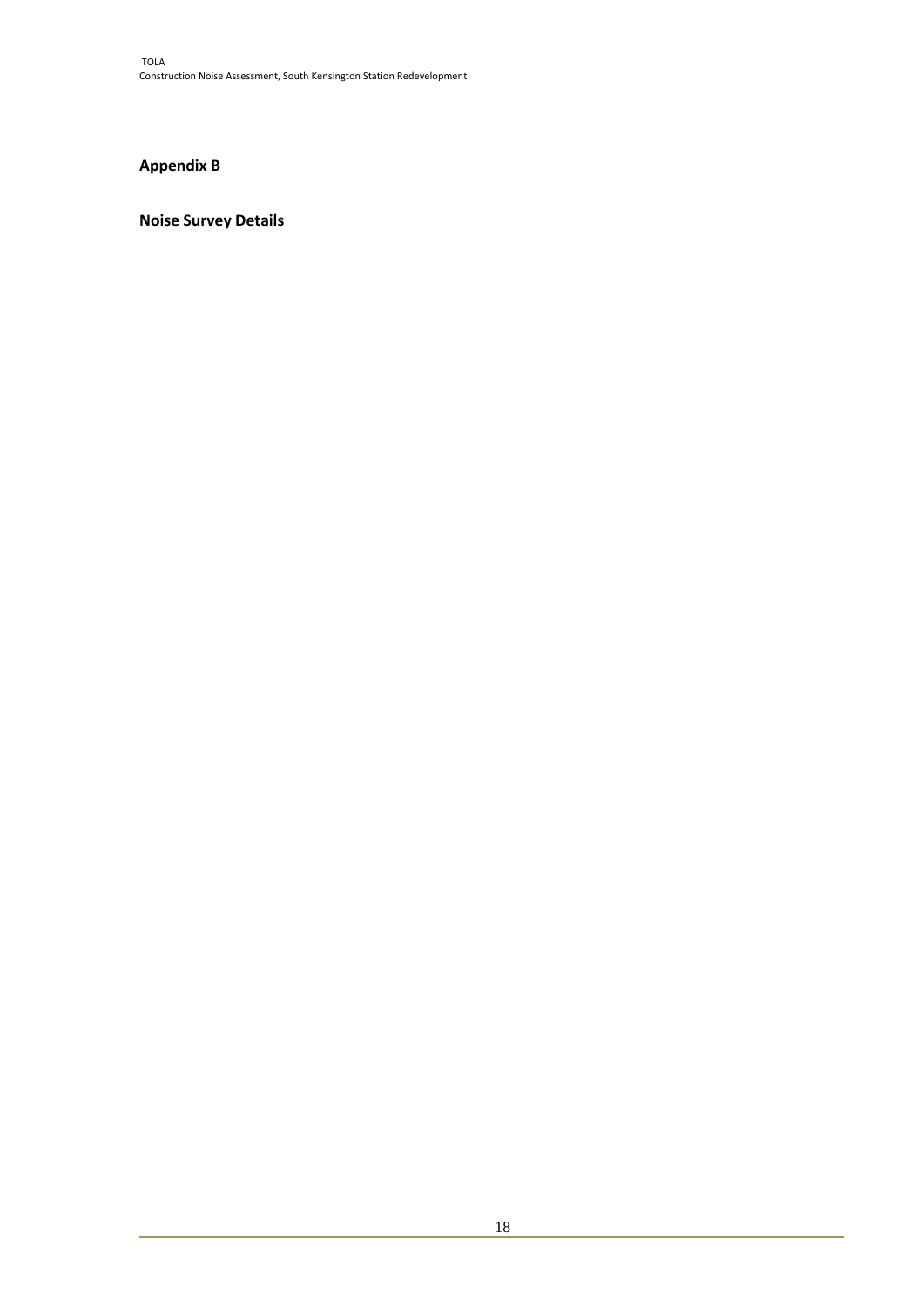## Appendix B

## Noise Survey Details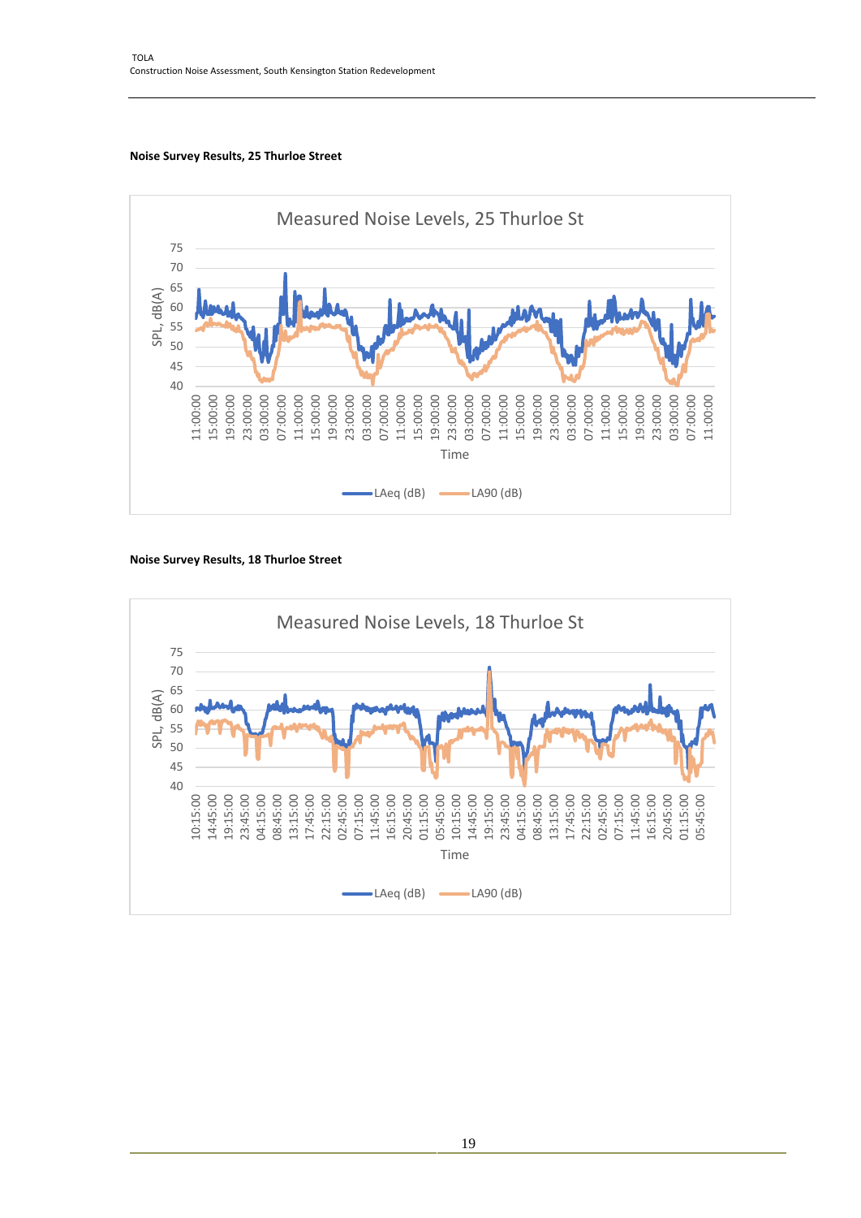**Noise Survey Results, 25 Thurloe Street**

**Noise Survey Results, 18 Thurloe Street**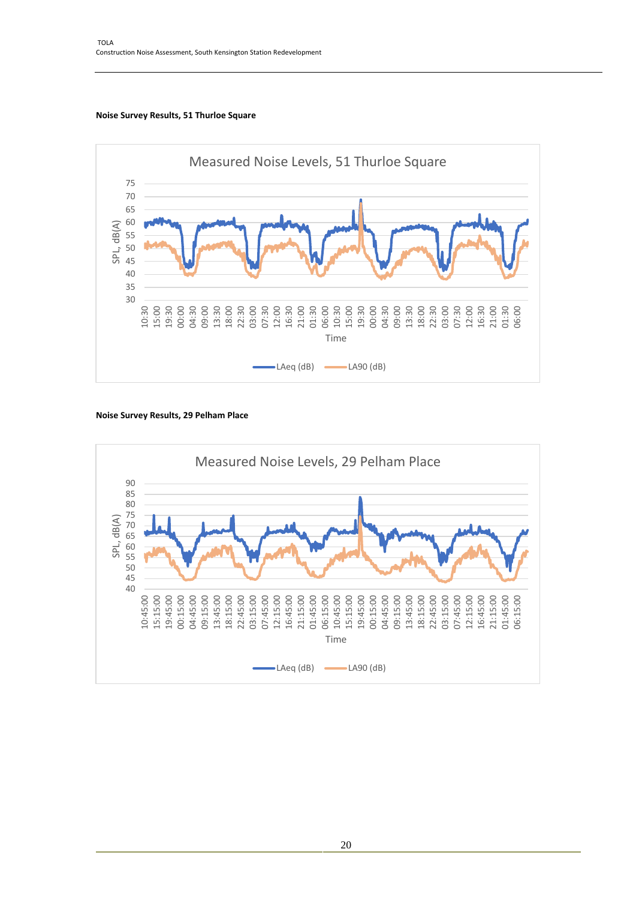**Noise Survey Results, 51 Thurloe Square**

Measured Noise Levels, 51 Thurloe Square

SPL, dB(A)

75
70
65
60
55
50
45
40
35
30

10:30 15:00 19:30 00:00 04:30 09:00 13:30 18:00 22:30 03:00 07:30 12:00 16:30 21:00 01:30 06:00 10:30 15:00 19:30 00:00 04:30 09:00 13:30 18:00 22:30 03:00 07:30 12:00 16:30 21:00 01:30 06:00

Time

LAeq (dB) LA90 (dB)

**Noise Survey Results, 29 Pelham Place**

Measured Noise Levels, 29 Pelham Place

SPL, dB(A)

90
85
80
75
70
65
60
55
50
45
40

10:45:00 15:15:00 19:45:00 00:15:00 04:45:00 09:15:00 13:45:00 18:15:00 22:45:00 03:15:00 07:45:00 12:15:00 16:45:00 21:15:00 01:45:00 06:15:00 10:45:00 15:15:00 19:45:00 00:15:00 04:45:00 09:15:00 13:45:00 18:15:00 22:45:00 03:15:00 07:45:00 12:15:00 16:45:00 21:15:00 01:45:00 06:15:00

Time

LAeq (dB) LA90 (dB)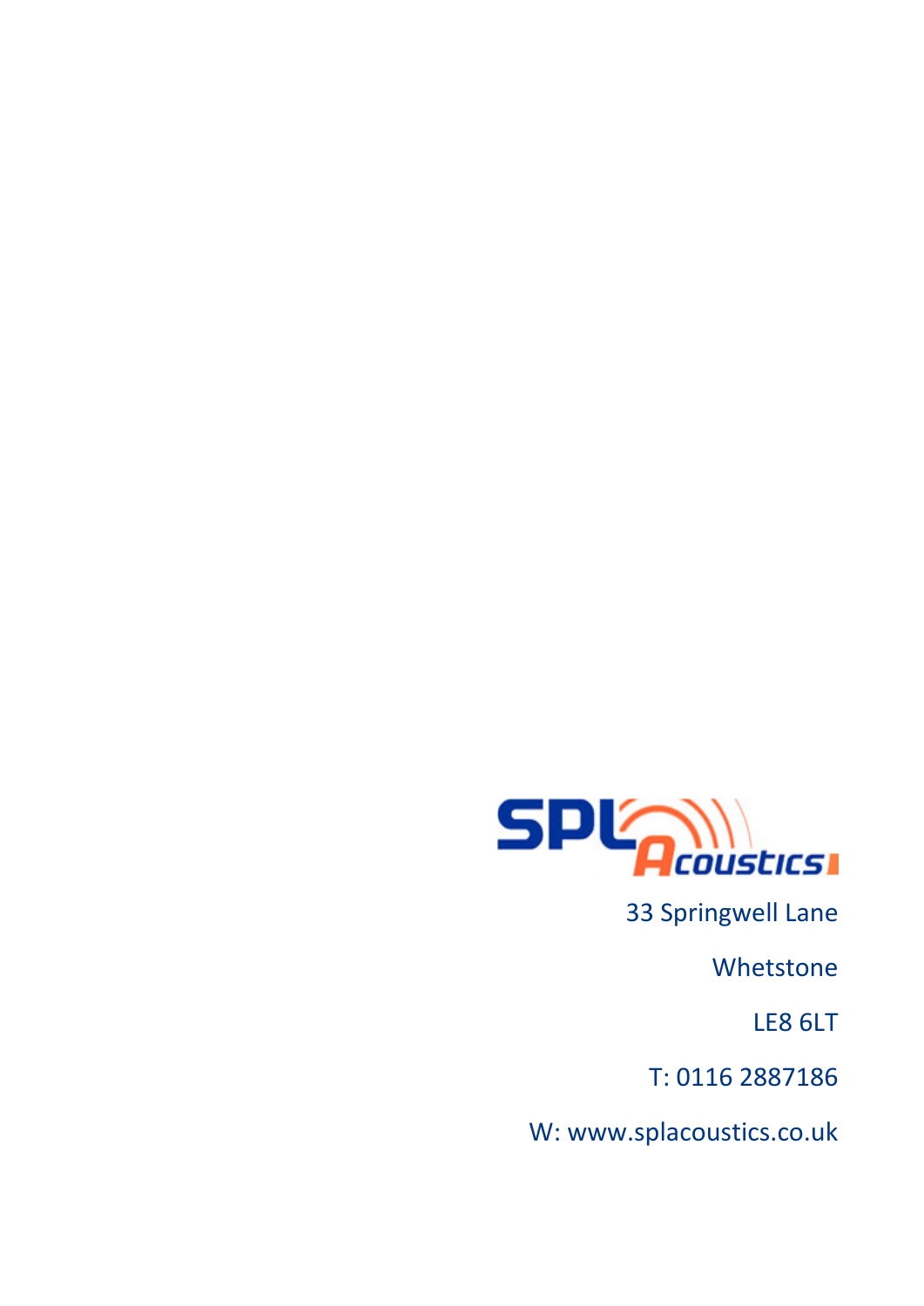SPL Acoustics

33 Springwell Lane

Whetstone

LE8 6LT

T: 0116 2887186

W: www.splacoustics.co.uk